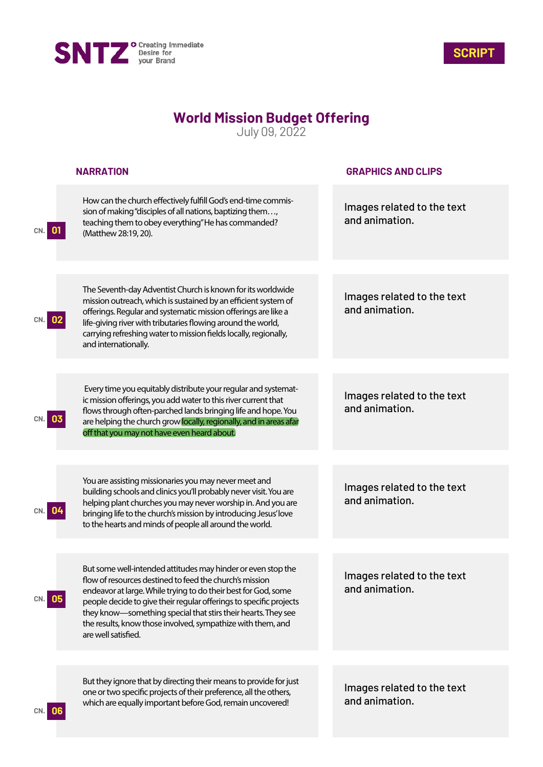SNTZ Creating Immediate Desire for your Brand

**SCRIPT**

# World Mission Budget Offering

July 09, 2022

| CN. | NARRATION | GRAPHICS AND CLIPS |
| --- | --- | --- |
| 01 | How can the church effectively fulfill God's end-time commission of making "disciples of all nations, baptizing them…, teaching them to obey everything" He has commanded? (Matthew 28:19, 20). | Images related to the text and animation. |
| 02 | The Seventh-day Adventist Church is known for its worldwide mission outreach, which is sustained by an efficient system of offerings. Regular and systematic mission offerings are like a life-giving river with tributaries flowing around the world, carrying refreshing water to mission fields locally, regionally, and internationally. | Images related to the text and animation. |
| 03 | Every time you equitably distribute your regular and systematic mission offerings, you add water to this river current that flows through often-parched lands bringing life and hope. You are helping the church grow locally, regionally, and in areas afar off that you may not have even heard about. | Images related to the text and animation. |
| 04 | You are assisting missionaries you may never meet and building schools and clinics you'll probably never visit. You are helping plant churches you may never worship in. And you are bringing life to the church's mission by introducing Jesus' love to the hearts and minds of people all around the world. | Images related to the text and animation. |
| 05 | But some well-intended attitudes may hinder or even stop the flow of resources destined to feed the church's mission endeavor at large. While trying to do their best for God, some people decide to give their regular offerings to specific projects they know—something special that stirs their hearts. They see the results, know those involved, sympathize with them, and are well satisfied. | Images related to the text and animation. |
| 06 | But they ignore that by directing their means to provide for just one or two specific projects of their preference, all the others, which are equally important before God, remain uncovered! | Images related to the text and animation. |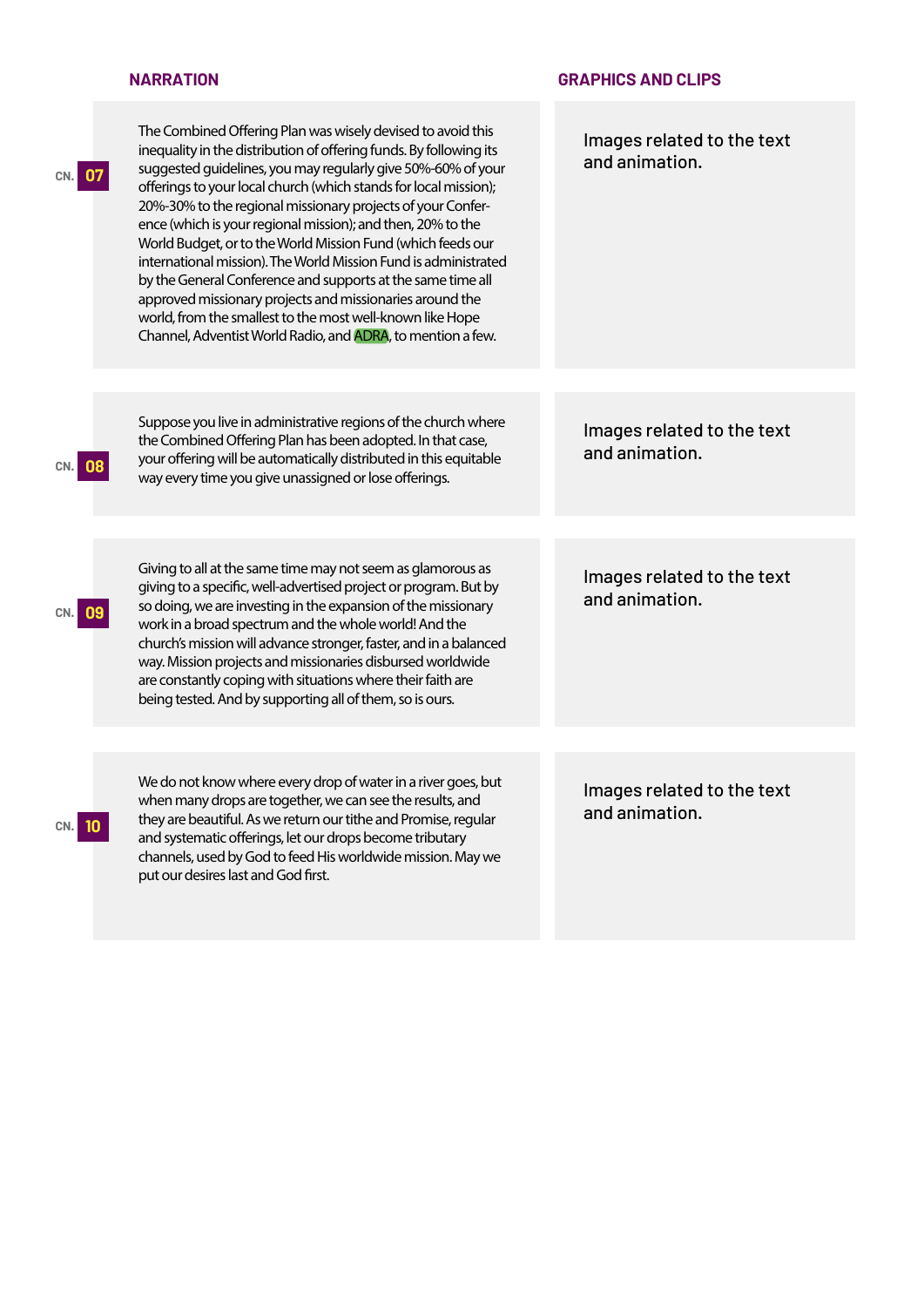| | NARRATION | GRAPHICS AND CLIPS |
|---|---|---|
| CN. 07 | The Combined Offering Plan was wisely devised to avoid this inequality in the distribution of offering funds. By following its suggested guidelines, you may regularly give 50%-60% of your offerings to your local church (which stands for local mission); 20%-30% to the regional missionary projects of your Conference (which is your regional mission); and then, 20% to the World Budget, or to the World Mission Fund (which feeds our international mission). The World Mission Fund is administrated by the General Conference and supports at the same time all approved missionary projects and missionaries around the world, from the smallest to the most well-known like Hope Channel, Adventist World Radio, and ADRA, to mention a few. | Images related to the text and animation. |
| CN. 08 | Suppose you live in administrative regions of the church where the Combined Offering Plan has been adopted. In that case, your offering will be automatically distributed in this equitable way every time you give unassigned or lose offerings. | Images related to the text and animation. |
| CN. 09 | Giving to all at the same time may not seem as glamorous as giving to a specific, well-advertised project or program. But by so doing, we are investing in the expansion of the missionary work in a broad spectrum and the whole world! And the church's mission will advance stronger, faster, and in a balanced way. Mission projects and missionaries disbursed worldwide are constantly coping with situations where their faith are being tested. And by supporting all of them, so is ours. | Images related to the text and animation. |
| CN. 10 | We do not know where every drop of water in a river goes, but when many drops are together, we can see the results, and they are beautiful. As we return our tithe and Promise, regular and systematic offerings, let our drops become tributary channels, used by God to feed His worldwide mission. May we put our desires last and God first. | Images related to the text and animation. |